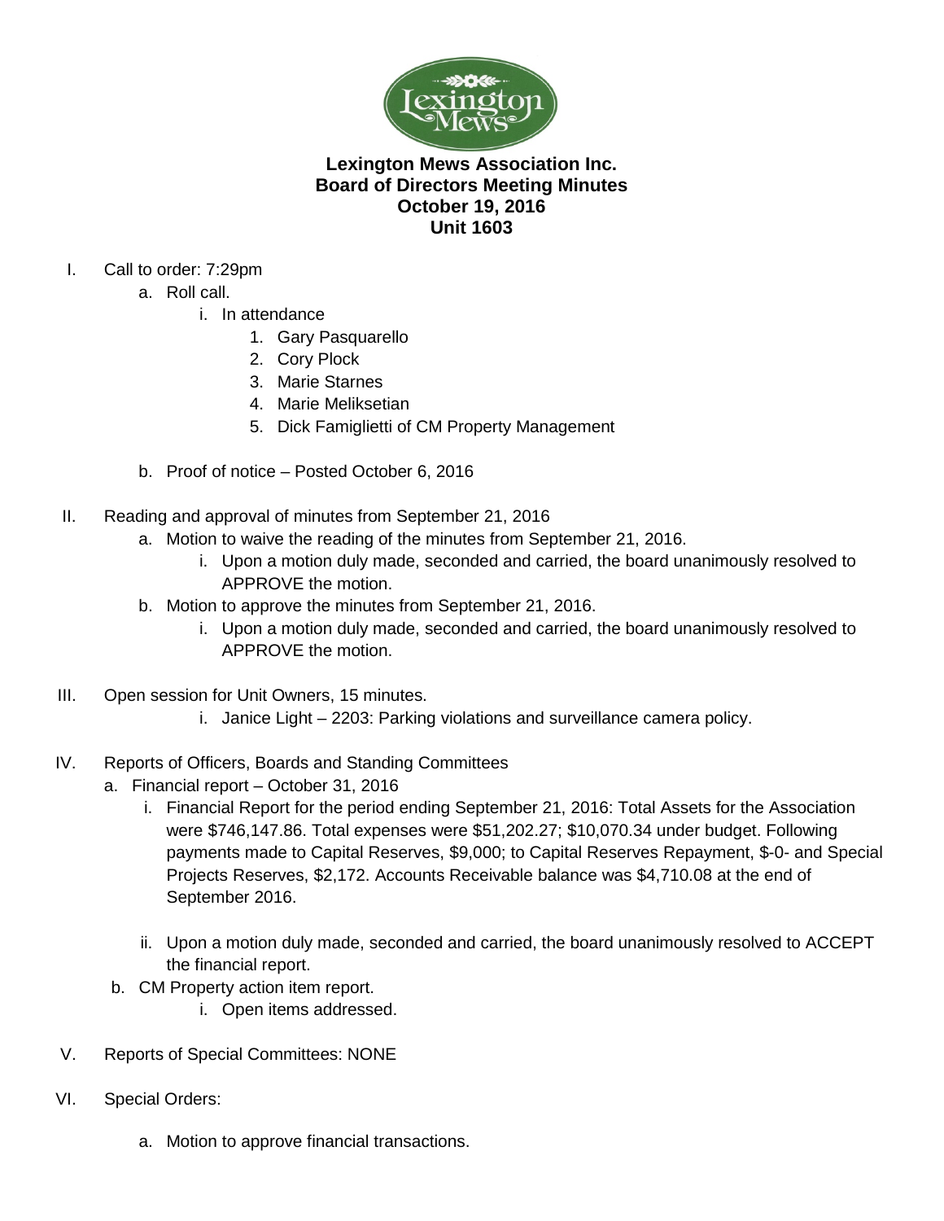# Lexington Mews Association Inc.
## Board of Directors Meeting Minutes
## October 19, 2016
## Unit 1603

I. Call to order: 7:29pm
   a. Roll call.
      i. In attendance
         1. Gary Pasquarello
         2. Cory Plock
         3. Marie Starnes
         4. Marie Meliksetian
         5. Dick Famiglietti of CM Property Management
   b. Proof of notice – Posted October 6, 2016

II. Reading and approval of minutes from September 21, 2016
   a. Motion to waive the reading of the minutes from September 21, 2016.
      i. Upon a motion duly made, seconded and carried, the board unanimously resolved to APPROVE the motion.
   b. Motion to approve the minutes from September 21, 2016.
      i. Upon a motion duly made, seconded and carried, the board unanimously resolved to APPROVE the motion.

III. Open session for Unit Owners, 15 minutes.
      i. Janice Light – 2203: Parking violations and surveillance camera policy.

IV. Reports of Officers, Boards and Standing Committees
   a. Financial report – October 31, 2016
      i. Financial Report for the period ending September 21, 2016: Total Assets for the Association were $746,147.86. Total expenses were $51,202.27; $10,070.34 under budget. Following payments made to Capital Reserves, $9,000; to Capital Reserves Repayment, $-0- and Special Projects Reserves, $2,172. Accounts Receivable balance was $4,710.08 at the end of September 2016.
      ii. Upon a motion duly made, seconded and carried, the board unanimously resolved to ACCEPT the financial report.
   b. CM Property action item report.
      i. Open items addressed.

V. Reports of Special Committees: NONE

VI. Special Orders:
   a. Motion to approve financial transactions.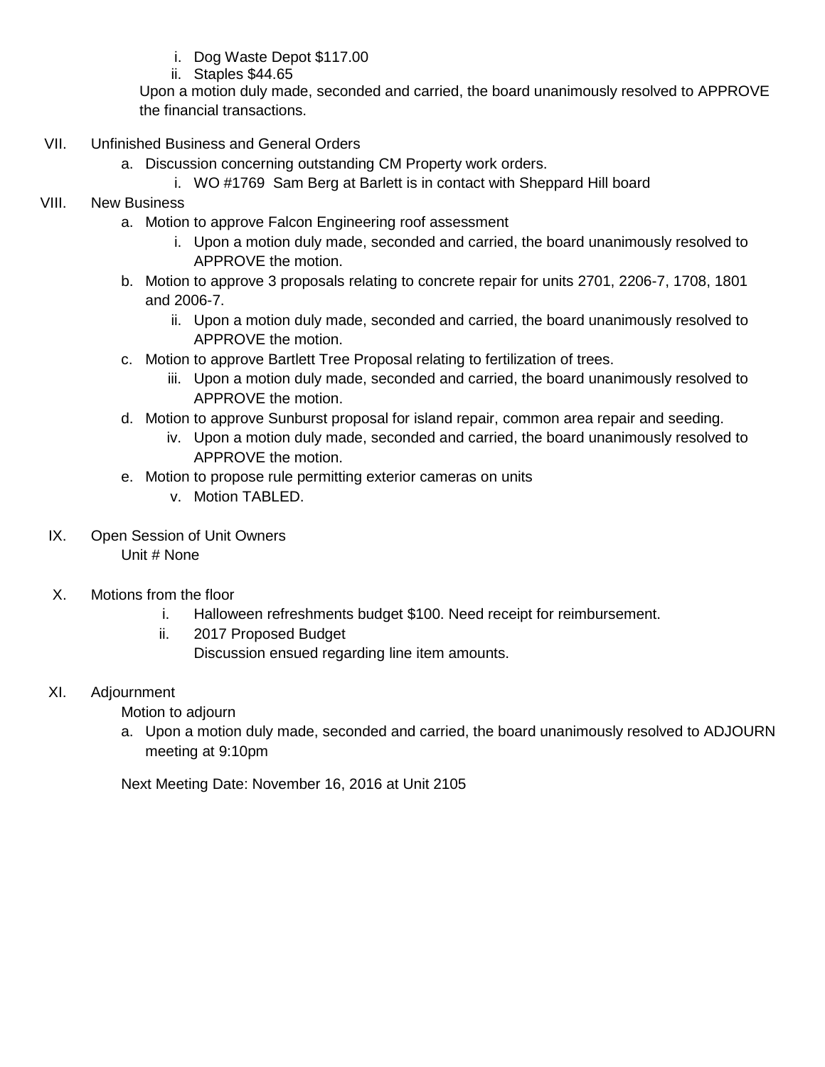i. Dog Waste Depot $117.00
   ii. Staples $44.65

   Upon a motion duly made, seconded and carried, the board unanimously resolved to APPROVE the financial transactions.

VII. Unfinished Business and General Orders

   a. Discussion concerning outstanding CM Property work orders.
      i. WO #1769 Sam Berg at Barlett is in contact with Sheppard Hill board

VIII. New Business

   a. Motion to approve Falcon Engineering roof assessment
      i. Upon a motion duly made, seconded and carried, the board unanimously resolved to APPROVE the motion.
   b. Motion to approve 3 proposals relating to concrete repair for units 2701, 2206-7, 1708, 1801 and 2006-7.
      ii. Upon a motion duly made, seconded and carried, the board unanimously resolved to APPROVE the motion.
   c. Motion to approve Bartlett Tree Proposal relating to fertilization of trees.
      iii. Upon a motion duly made, seconded and carried, the board unanimously resolved to APPROVE the motion.
   d. Motion to approve Sunburst proposal for island repair, common area repair and seeding.
      iv. Upon a motion duly made, seconded and carried, the board unanimously resolved to APPROVE the motion.
   e. Motion to propose rule permitting exterior cameras on units
      v. Motion TABLED.

IX. Open Session of Unit Owners

   Unit # None

X. Motions from the floor

   i. Halloween refreshments budget $100. Need receipt for reimbursement.
   ii. 2017 Proposed Budget
       Discussion ensued regarding line item amounts.

XI. Adjournment

   Motion to adjourn

   a. Upon a motion duly made, seconded and carried, the board unanimously resolved to ADJOURN meeting at 9:10pm

   Next Meeting Date: November 16, 2016 at Unit 2105